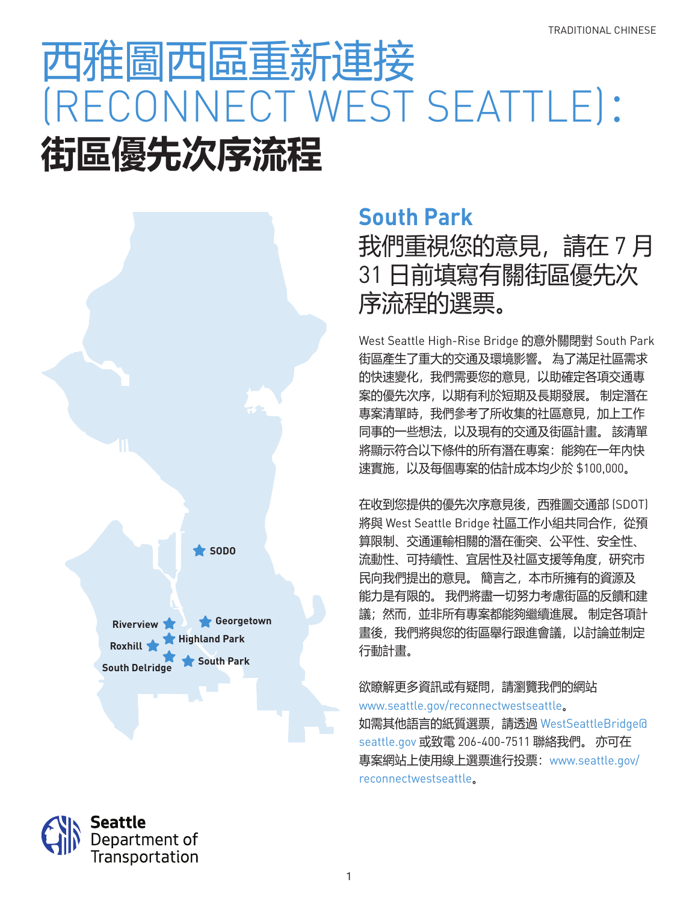TRADITIONAL CHINESE

# 西雅圖西區重新連接 (RECONNECT WEST SEATTLE)：

# 街區優先次序流程

SODO

Riverview

Georgetown

Highland Park

Roxhill

South Delridge

South Park

## South Park

### 我們重視您的意見，請在 7 月 31 日前填寫有關街區優先次序流程的選票。

West Seattle High-Rise Bridge 的意外關閉對 South Park 街區產生了重大的交通及環境影響。 為了滿足社區需求的快速變化，我們需要您的意見，以助確定各項交通專案的優先次序，以期有利於短期及長期發展。 制定潛在專案清單時，我們參考了所收集的社區意見，加上工作同事的一些想法，以及現有的交通及街區計畫。 該清單將顯示符合以下條件的所有潛在專案：能夠在一年內快速實施，以及每個專案的估計成本均少於 $100,000。

在收到您提供的優先次序意見後，西雅圖交通部 (SDOT) 將與 West Seattle Bridge 社區工作小組共同合作，從預算限制、交通運輸相關的潛在衝突、公平性、安全性、流動性、可持續性、宜居性及社區支援等角度，研究市民向我們提出的意見。 簡言之，本市所擁有的資源及能力是有限的。 我們將盡一切努力考慮街區的反饋和建議；然而，並非所有專案都能夠繼續進展。 制定各項計畫後，我們將與您的街區舉行跟進會議，以討論並制定行動計畫。

欲瞭解更多資訊或有疑問，請瀏覽我們的網站 www.seattle.gov/reconnectwestseattle。如需其他語言的紙質選票，請透過 WestSeattleBridge@seattle.gov 或致電 206-400-7511 聯絡我們。 亦可在專案網站上使用線上選票進行投票：www.seattle.gov/reconnectwestseattle。

Seattle Department of Transportation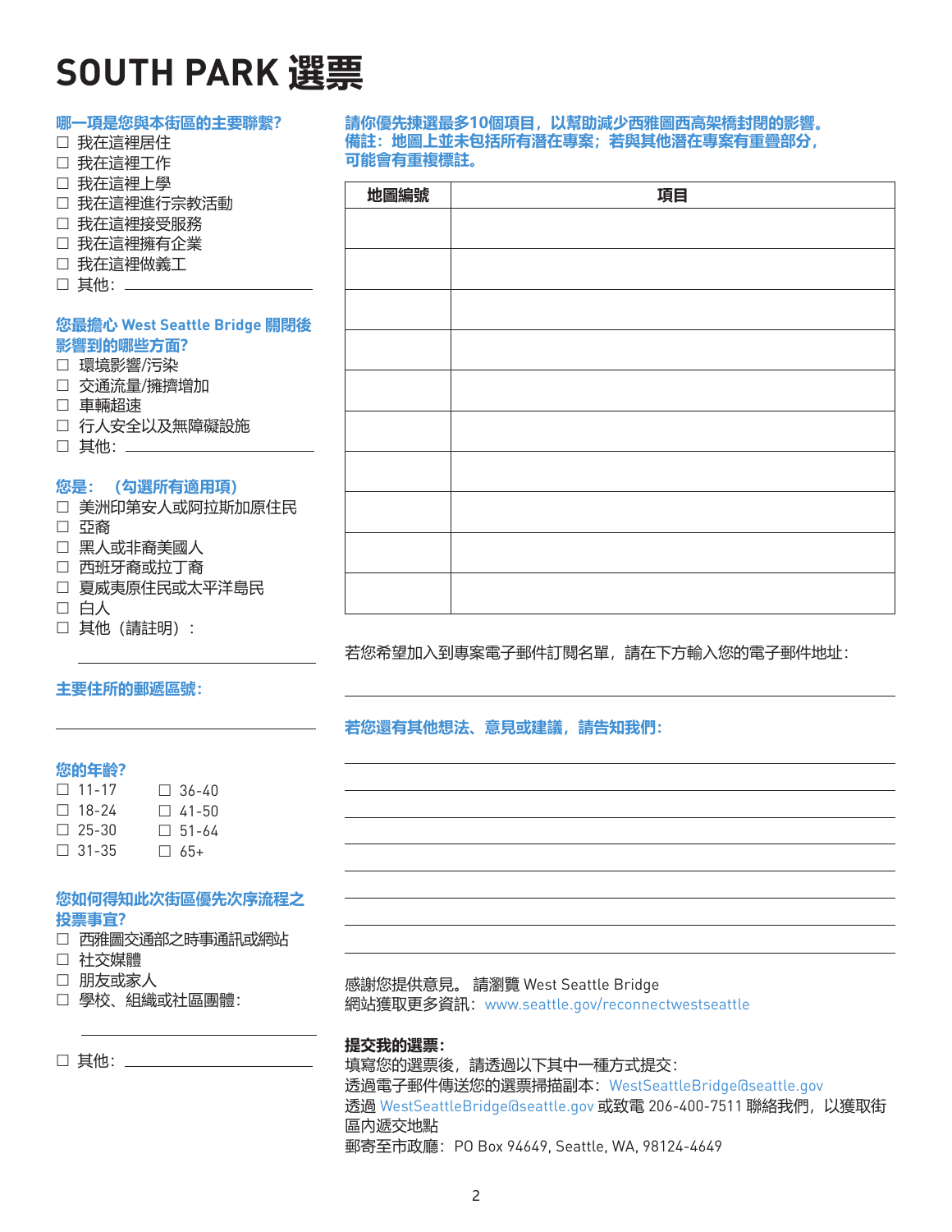# SOUTH PARK 選票

**哪一項是您與本街區的主要聯繫?**

- ☐ 我在這裡居住
- ☐ 我在這裡工作
- ☐ 我在這裡上學
- ☐ 我在這裡進行宗教活動
- ☐ 我在這裡接受服務
- ☐ 我在這裡擁有企業
- ☐ 我在這裡做義工
- ☐ 其他：________________

**您最擔心 West Seattle Bridge 關閉後影響到的哪些方面?**

- ☐ 環境影響/污染
- ☐ 交通流量/擁擠增加
- ☐ 車輛超速
- ☐ 行人安全以及無障礙設施
- ☐ 其他：________________

**您是：（勾選所有適用項）**

- ☐ 美洲印第安人或阿拉斯加原住民
- ☐ 亞裔
- ☐ 黑人或非裔美國人
- ☐ 西班牙裔或拉丁裔
- ☐ 夏威夷原住民或太平洋島民
- ☐ 白人
- ☐ 其他（請註明）：

________________

**主要住所的郵遞區號：**

________________

**您的年齡?**

- ☐ 11-17
- ☐ 18-24
- ☐ 25-30
- ☐ 31-35
- ☐ 36-40
- ☐ 41-50
- ☐ 51-64
- ☐ 65+

**您如何得知此次街區優先次序流程之投票事宜?**

- ☐ 西雅圖交通部之時事通訊或網站
- ☐ 社交媒體
- ☐ 朋友或家人
- ☐ 學校、組織或社區團體：

________________

- ☐ 其他：________________

**請你優先揀選最多10個項目，以幫助減少西雅圖西高架橋封閉的影響。備註：地圖上並未包括所有潛在專案；若與其他潛在專案有重疊部分，可能會有重複標註。**

| 地圖編號 | 項目 |
|---|---|
| | |
| | |
| | |
| | |
| | |
| | |
| | |
| | |
| | |
| | |

若您希望加入到專案電子郵件訂閱名單，請在下方輸入您的電子郵件地址：

________________

**若您還有其他想法、意見或建議，請告知我們：**

________________

________________

________________

________________

________________

________________

________________

________________

感謝您提供意見。 請瀏覽 West Seattle Bridge 網站獲取更多資訊：www.seattle.gov/reconnectwestseattle

**提交我的選票：**

填寫您的選票後，請透過以下其中一種方式提交：

透過電子郵件傳送您的選票掃描副本：WestSeattleBridge@seattle.gov

透過 WestSeattleBridge@seattle.gov 或致電 206-400-7511 聯絡我們，以獲取街區內遞交地點

郵寄至市政廳：PO Box 94649, Seattle, WA, 98124-4649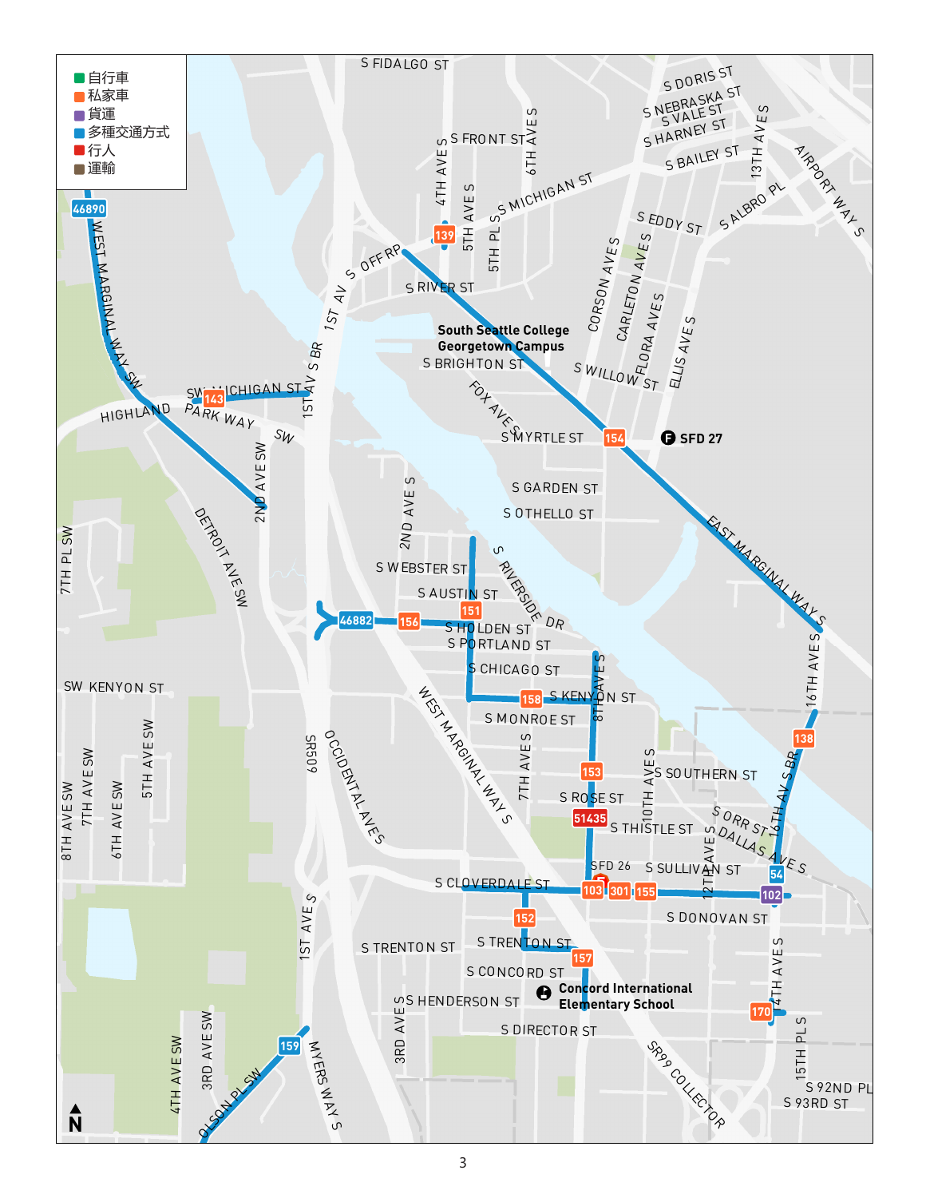- 自行車
- 私家車
- 貨運
- 多種交通方式
- 行人
- 運輸

South Seattle College Georgetown Campus

SFD 27

SFD 26

Concord International Elementary School

46890, 143, 139, 154, 46882, 156, 151, 158, 153, 51435, 103, 301, 155, 102, 54, 138, 152, 157, 170, 159

N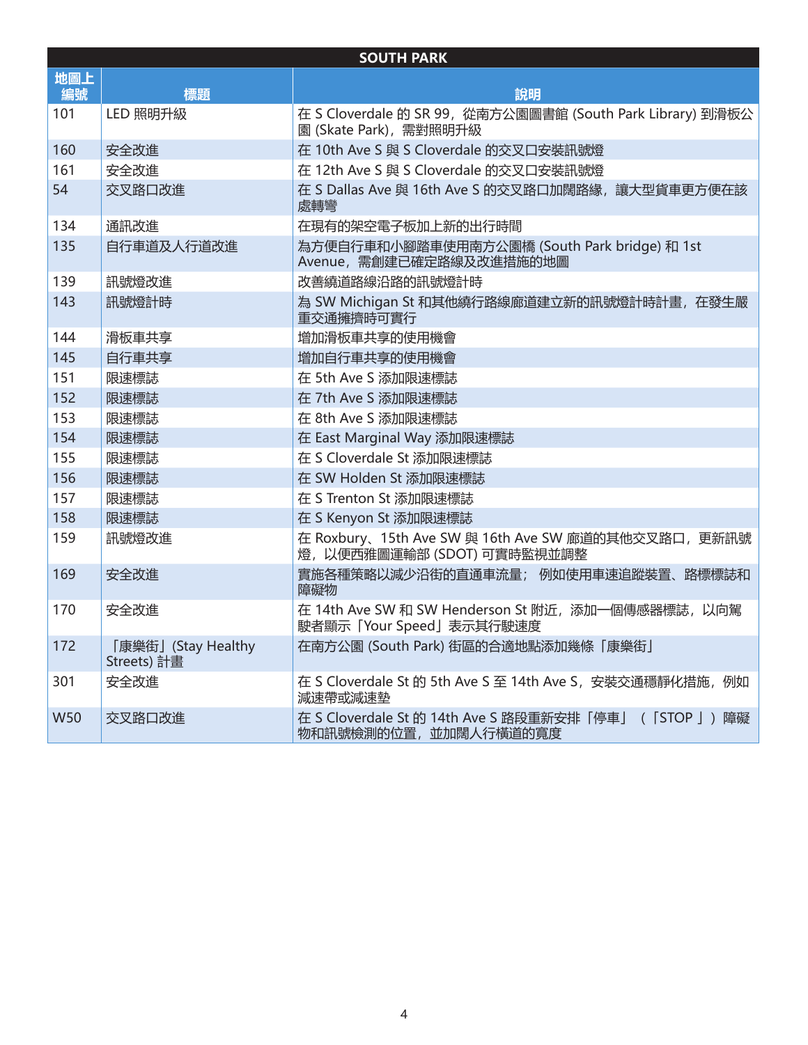| SOUTH PARK | | |
|---|---|---|
| 地圖上編號 | 標題 | 說明 |
| 101 | LED 照明升級 | 在 S Cloverdale 的 SR 99，從南方公園圖書館 (South Park Library) 到滑板公園 (Skate Park)，需對照明升級 |
| 160 | 安全改進 | 在 10th Ave S 與 S Cloverdale 的交叉口安裝訊號燈 |
| 161 | 安全改進 | 在 12th Ave S 與 S Cloverdale 的交叉口安裝訊號燈 |
| 54 | 交叉路口改進 | 在 S Dallas Ave 與 16th Ave S 的交叉路口加闊路緣，讓大型貨車更方便在該處轉彎 |
| 134 | 通訊改進 | 在現有的架空電子板加上新的出行時間 |
| 135 | 自行車道及人行道改進 | 為方便自行車和小腳踏車使用南方公園橋 (South Park bridge) 和 1st Avenue，需創建已確定路線及改進措施的地圖 |
| 139 | 訊號燈改進 | 改善繞道路線沿路的訊號燈計時 |
| 143 | 訊號燈計時 | 為 SW Michigan St 和其他繞行路線廊道建立新的訊號燈計時計畫，在發生嚴重交通擁擠時可實行 |
| 144 | 滑板車共享 | 增加滑板車共享的使用機會 |
| 145 | 自行車共享 | 增加自行車共享的使用機會 |
| 151 | 限速標誌 | 在 5th Ave S 添加限速標誌 |
| 152 | 限速標誌 | 在 7th Ave S 添加限速標誌 |
| 153 | 限速標誌 | 在 8th Ave S 添加限速標誌 |
| 154 | 限速標誌 | 在 East Marginal Way 添加限速標誌 |
| 155 | 限速標誌 | 在 S Cloverdale St 添加限速標誌 |
| 156 | 限速標誌 | 在 SW Holden St 添加限速標誌 |
| 157 | 限速標誌 | 在 S Trenton St 添加限速標誌 |
| 158 | 限速標誌 | 在 S Kenyon St 添加限速標誌 |
| 159 | 訊號燈改進 | 在 Roxbury、15th Ave SW 與 16th Ave SW 廊道的其他交叉路口，更新訊號燈，以便西雅圖運輸部 (SDOT) 可實時監視並調整 |
| 169 | 安全改進 | 實施各種策略以減少沿街的直通車流量； 例如使用車速追蹤裝置、路標標誌和障礙物 |
| 170 | 安全改進 | 在 14th Ave SW 和 SW Henderson St 附近，添加一個傳感器標誌，以向駕駛者顯示「Your Speed」表示其行駛速度 |
| 172 | 「康樂街」(Stay Healthy Streets) 計畫 | 在南方公園 (South Park) 街區的合適地點添加幾條「康樂街」 |
| 301 | 安全改進 | 在 S Cloverdale St 的 5th Ave S 至 14th Ave S，安裝交通穩靜化措施，例如減速帶或減速墊 |
| W50 | 交叉路口改進 | 在 S Cloverdale St 的 14th Ave S 路段重新安排「停車」（「STOP 」）障礙物和訊號檢測的位置，並加闊人行橫道的寬度 |